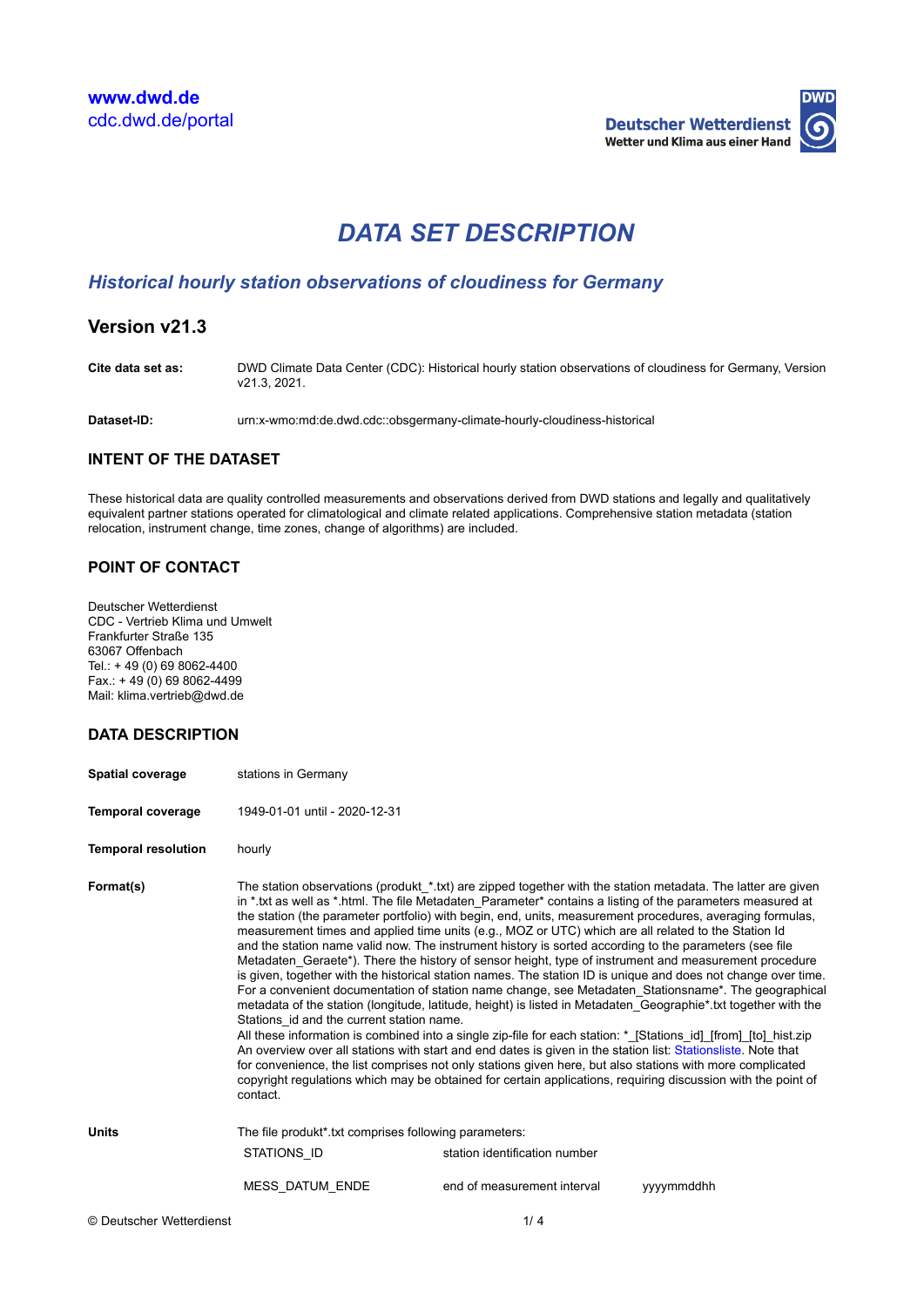www.dwd.de
cdc.dwd.de/portal

**Deutscher Wetterdienst**
**Wetter und Klima aus einer Hand**

# *DATA SET DESCRIPTION*

## *Historical hourly station observations of cloudiness for Germany*

### Version v21.3

| | |
|---|---|
| **Cite data set as:** | DWD Climate Data Center (CDC): Historical hourly station observations of cloudiness for Germany, Version v21.3, 2021. |
| **Dataset-ID:** | urn:x-wmo:md:de.dwd.cdc::obsgermany-climate-hourly-cloudiness-historical |

### INTENT OF THE DATASET

These historical data are quality controlled measurements and observations derived from DWD stations and legally and qualitatively equivalent partner stations operated for climatological and climate related applications. Comprehensive station metadata (station relocation, instrument change, time zones, change of algorithms) are included.

### POINT OF CONTACT

Deutscher Wetterdienst
CDC - Vertrieb Klima und Umwelt
Frankfurter Straße 135
63067 Offenbach
Tel.: + 49 (0) 69 8062-4400
Fax.: + 49 (0) 69 8062-4499
Mail: klima.vertrieb@dwd.de

### DATA DESCRIPTION

**Spatial coverage** stations in Germany

**Temporal coverage** 1949-01-01 until - 2020-12-31

**Temporal resolution** hourly

**Format(s)** The station observations (produkt_*.txt) are zipped together with the station metadata. The latter are given in *.txt as well as *.html. The file Metadaten_Parameter* contains a listing of the parameters measured at the station (the parameter portfolio) with begin, end, units, measurement procedures, averaging formulas, measurement times and applied time units (e.g., MOZ or UTC) which are all related to the Station Id and the station name valid now. The instrument history is sorted according to the parameters (see file Metadaten_Geraete*). There the history of sensor height, type of instrument and measurement procedure is given, together with the historical station names. The station ID is unique and does not change over time. For a convenient documentation of station name change, see Metadaten_Stationsname*. The geographical metadata of the station (longitude, latitude, height) is listed in Metadaten_Geographie*.txt together with the Stations_id and the current station name.
All these information is combined into a single zip-file for each station: *_[Stations_id]_[from]_[to]_hist.zip
An overview over all stations with start and end dates is given in the station list: Stationsliste. Note that for convenience, the list comprises not only stations given here, but also stations with more complicated copyright regulations which may be obtained for certain applications, requiring discussion with the point of contact.

**Units** The file produkt*.txt comprises following parameters:

| | | |
|---|---|---|
| STATIONS_ID | station identification number | |
| MESS_DATUM_ENDE | end of measurement interval | yyyymmddhh |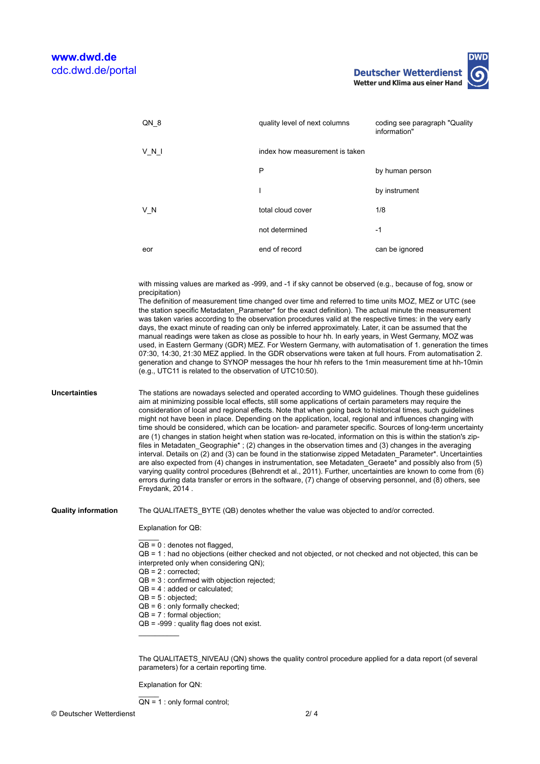| | | |
|---|---|---|
| QN_8 | quality level of next columns | coding see paragraph "Quality information" |
| V_N_I | index how measurement is taken | |
| | P | by human person |
| | I | by instrument |
| V_N | total cloud cover | 1/8 |
| | not determined | -1 |
| eor | end of record | can be ignored |

with missing values are marked as -999, and -1 if sky cannot be observed (e.g., because of fog, snow or precipitation)
The definition of measurement time changed over time and referred to time units MOZ, MEZ or UTC (see the station specific Metadaten_Parameter* for the exact definition). The actual minute the measurement was taken varies according to the observation procedures valid at the respective times: in the very early days, the exact minute of reading can only be inferred approximately. Later, it can be assumed that the manual readings were taken as close as possible to hour hh. In early years, in West Germany, MOZ was used, in Eastern Germany (GDR) MEZ. For Western Germany, with automatisation of 1. generation the times 07:30, 14:30, 21:30 MEZ applied. In the GDR observations were taken at full hours. From automatisation 2. generation and change to SYNOP messages the hour hh refers to the 1min measurement time at hh-10min (e.g., UTC11 is related to the observation of UTC10:50).

**Uncertainties**

The stations are nowadays selected and operated according to WMO guidelines. Though these guidelines aim at minimizing possible local effects, still some applications of certain parameters may require the consideration of local and regional effects. Note that when going back to historical times, such guidelines might not have been in place. Depending on the application, local, regional and influences changing with time should be considered, which can be location- and parameter specific. Sources of long-term uncertainty are (1) changes in station height when station was re-located, information on this is within the station's zip-files in Metadaten_Geographie* ; (2) changes in the observation times and (3) changes in the averaging interval. Details on (2) and (3) can be found in the stationwise zipped Metadaten_Parameter*. Uncertainties are also expected from (4) changes in instrumentation, see Metadaten_Geraete* and possibly also from (5) varying quality control procedures (Behrendt et al., 2011). Further, uncertainties are known to come from (6) errors during data transfer or errors in the software, (7) change of observing personnel, and (8) others, see Freydank, 2014 .

**Quality information**

The QUALITAETS_BYTE (QB) denotes whether the value was objected to and/or corrected.

Explanation for QB:

_____
QB = 0 : denotes not flagged,
QB = 1 : had no objections (either checked and not objected, or not checked and not objected, this can be interpreted only when considering QN);
QB = 2 : corrected;
QB = 3 : confirmed with objection rejected;
QB = 4 : added or calculated;
QB = 5 : objected;
QB = 6 : only formally checked;
QB = 7 : formal objection;
QB = -999 : quality flag does not exist.
__________

The QUALITAETS_NIVEAU (QN) shows the quality control procedure applied for a data report (of several parameters) for a certain reporting time.

Explanation for QN:

_____
QN = 1 : only formal control;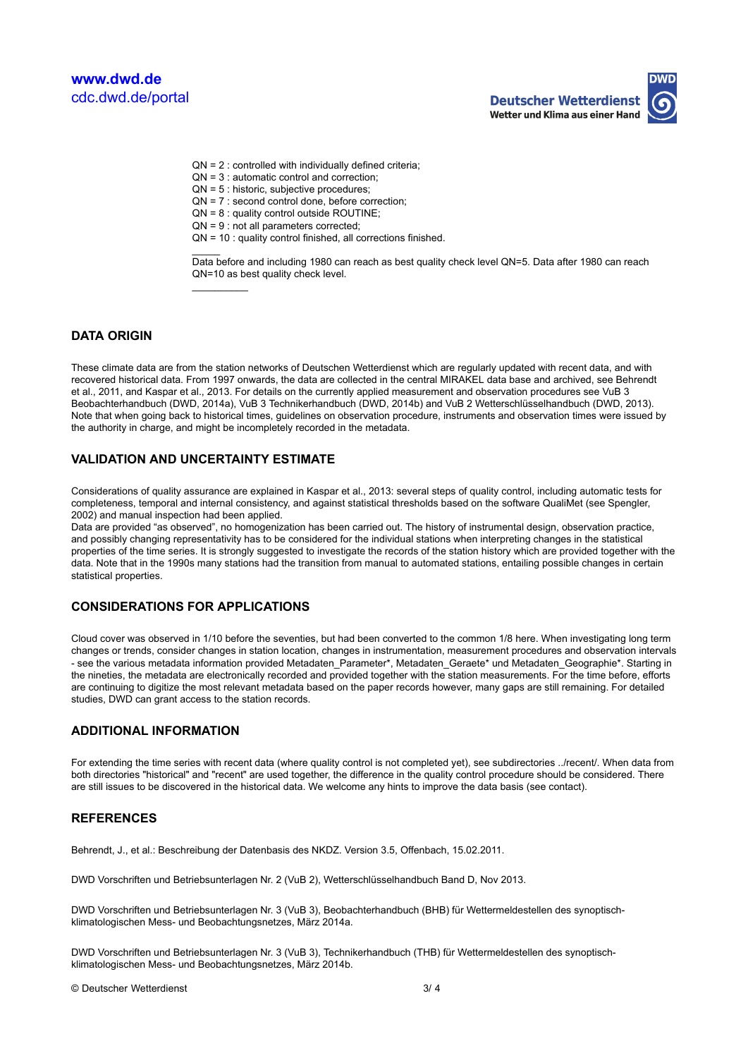QN = 2 : controlled with individually defined criteria;
QN = 3 : automatic control and correction;
QN = 5 : historic, subjective procedures;
QN = 7 : second control done, before correction;
QN = 8 : quality control outside ROUTINE;
QN = 9 : not all parameters corrected;
QN = 10 : quality control finished, all corrections finished.

Data before and including 1980 can reach as best quality check level QN=5. Data after 1980 can reach QN=10 as best quality check level.

## DATA ORIGIN

These climate data are from the station networks of Deutschen Wetterdienst which are regularly updated with recent data, and with recovered historical data. From 1997 onwards, the data are collected in the central MIRAKEL data base and archived, see Behrendt et al., 2011, and Kaspar et al., 2013. For details on the currently applied measurement and observation procedures see VuB 3 Beobachterhandbuch (DWD, 2014a), VuB 3 Technikerhandbuch (DWD, 2014b) and VuB 2 Wetterschlüsselhandbuch (DWD, 2013). Note that when going back to historical times, guidelines on observation procedure, instruments and observation times were issued by the authority in charge, and might be incompletely recorded in the metadata.

## VALIDATION AND UNCERTAINTY ESTIMATE

Considerations of quality assurance are explained in Kaspar et al., 2013: several steps of quality control, including automatic tests for completeness, temporal and internal consistency, and against statistical thresholds based on the software QualiMet (see Spengler, 2002) and manual inspection had been applied.
Data are provided “as observed”, no homogenization has been carried out. The history of instrumental design, observation practice, and possibly changing representativity has to be considered for the individual stations when interpreting changes in the statistical properties of the time series. It is strongly suggested to investigate the records of the station history which are provided together with the data. Note that in the 1990s many stations had the transition from manual to automated stations, entailing possible changes in certain statistical properties.

## CONSIDERATIONS FOR APPLICATIONS

Cloud cover was observed in 1/10 before the seventies, but had been converted to the common 1/8 here. When investigating long term changes or trends, consider changes in station location, changes in instrumentation, measurement procedures and observation intervals - see the various metadata information provided Metadaten_Parameter*, Metadaten_Geraete* und Metadaten_Geographie*. Starting in the nineties, the metadata are electronically recorded and provided together with the station measurements. For the time before, efforts are continuing to digitize the most relevant metadata based on the paper records however, many gaps are still remaining. For detailed studies, DWD can grant access to the station records.

## ADDITIONAL INFORMATION

For extending the time series with recent data (where quality control is not completed yet), see subdirectories ../recent/. When data from both directories "historical" and "recent" are used together, the difference in the quality control procedure should be considered. There are still issues to be discovered in the historical data. We welcome any hints to improve the data basis (see contact).

## REFERENCES

Behrendt, J., et al.: Beschreibung der Datenbasis des NKDZ. Version 3.5, Offenbach, 15.02.2011.

DWD Vorschriften und Betriebsunterlagen Nr. 2 (VuB 2), Wetterschlüsselhandbuch Band D, Nov 2013.

DWD Vorschriften und Betriebsunterlagen Nr. 3 (VuB 3), Beobachterhandbuch (BHB) für Wettermeldestellen des synoptisch-klimatologischen Mess- und Beobachtungsnetzes, März 2014a.

DWD Vorschriften und Betriebsunterlagen Nr. 3 (VuB 3), Technikerhandbuch (THB) für Wettermeldestellen des synoptisch-klimatologischen Mess- und Beobachtungsnetzes, März 2014b.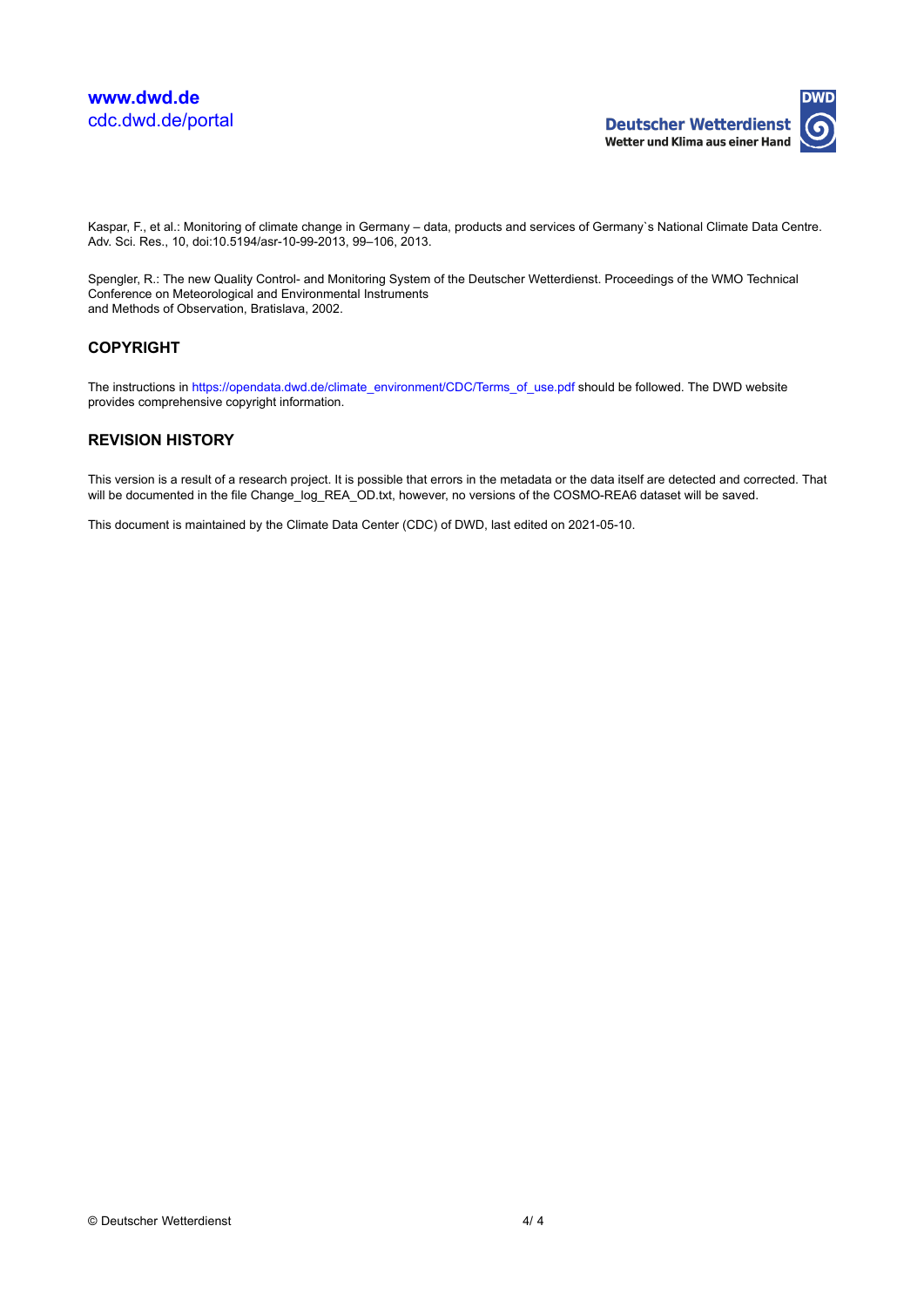Kaspar, F., et al.: Monitoring of climate change in Germany – data, products and services of Germany`s National Climate Data Centre. Adv. Sci. Res., 10, doi:10.5194/asr-10-99-2013, 99–106, 2013.

Spengler, R.: The new Quality Control- and Monitoring System of the Deutscher Wetterdienst. Proceedings of the WMO Technical Conference on Meteorological and Environmental Instruments and Methods of Observation, Bratislava, 2002.

## COPYRIGHT

The instructions in https://opendata.dwd.de/climate_environment/CDC/Terms_of_use.pdf should be followed. The DWD website provides comprehensive copyright information.

## REVISION HISTORY

This version is a result of a research project. It is possible that errors in the metadata or the data itself are detected and corrected. That will be documented in the file Change_log_REA_OD.txt, however, no versions of the COSMO-REA6 dataset will be saved.

This document is maintained by the Climate Data Center (CDC) of DWD, last edited on 2021-05-10.